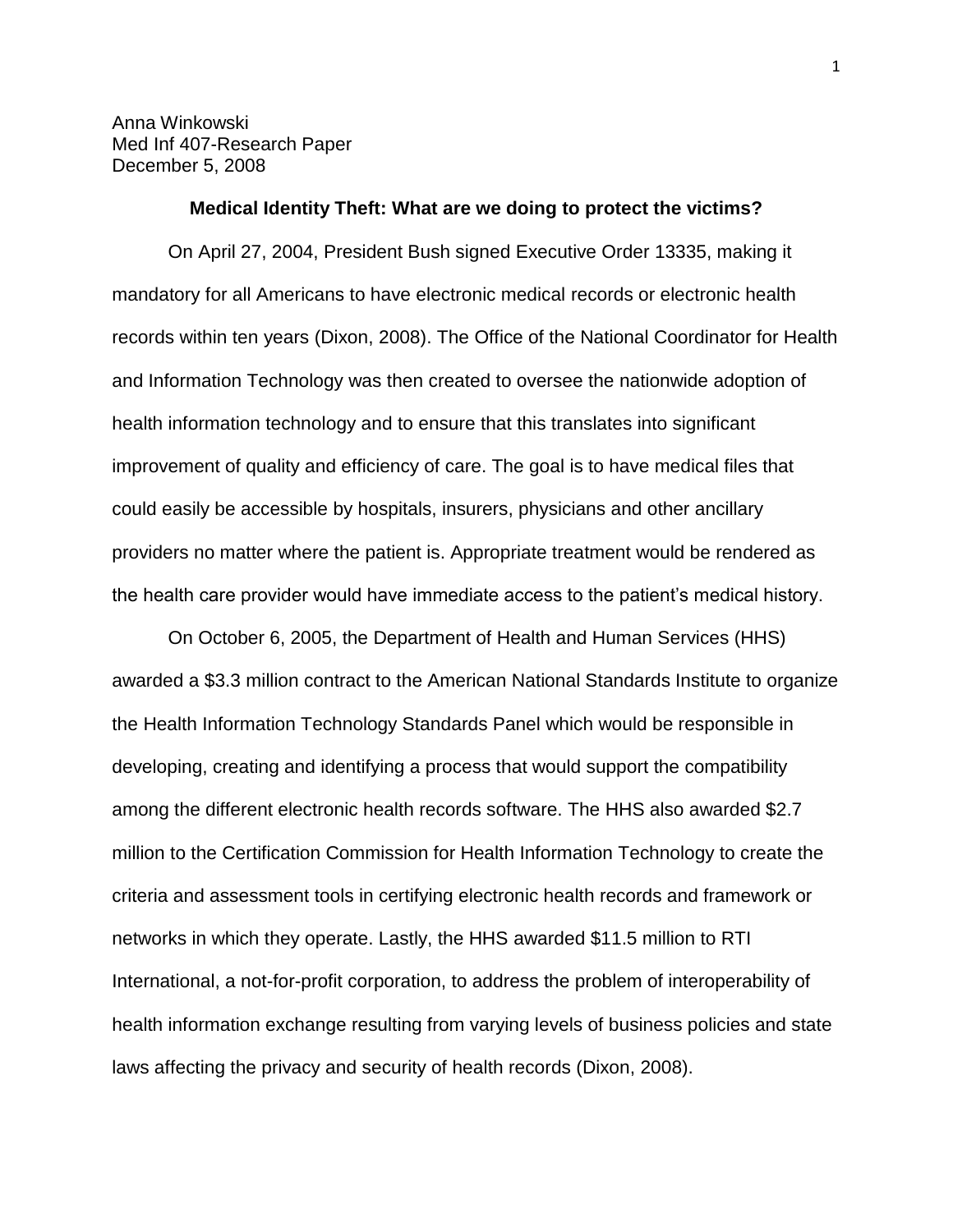Anna Winkowski
Med Inf 407-Research Paper
December 5, 2008

# Medical Identity Theft: What are we doing to protect the victims?

On April 27, 2004, President Bush signed Executive Order 13335, making it mandatory for all Americans to have electronic medical records or electronic health records within ten years (Dixon, 2008). The Office of the National Coordinator for Health and Information Technology was then created to oversee the nationwide adoption of health information technology and to ensure that this translates into significant improvement of quality and efficiency of care. The goal is to have medical files that could easily be accessible by hospitals, insurers, physicians and other ancillary providers no matter where the patient is. Appropriate treatment would be rendered as the health care provider would have immediate access to the patient's medical history.

On October 6, 2005, the Department of Health and Human Services (HHS) awarded a $3.3 million contract to the American National Standards Institute to organize the Health Information Technology Standards Panel which would be responsible in developing, creating and identifying a process that would support the compatibility among the different electronic health records software. The HHS also awarded $2.7 million to the Certification Commission for Health Information Technology to create the criteria and assessment tools in certifying electronic health records and framework or networks in which they operate. Lastly, the HHS awarded $11.5 million to RTI International, a not-for-profit corporation, to address the problem of interoperability of health information exchange resulting from varying levels of business policies and state laws affecting the privacy and security of health records (Dixon, 2008).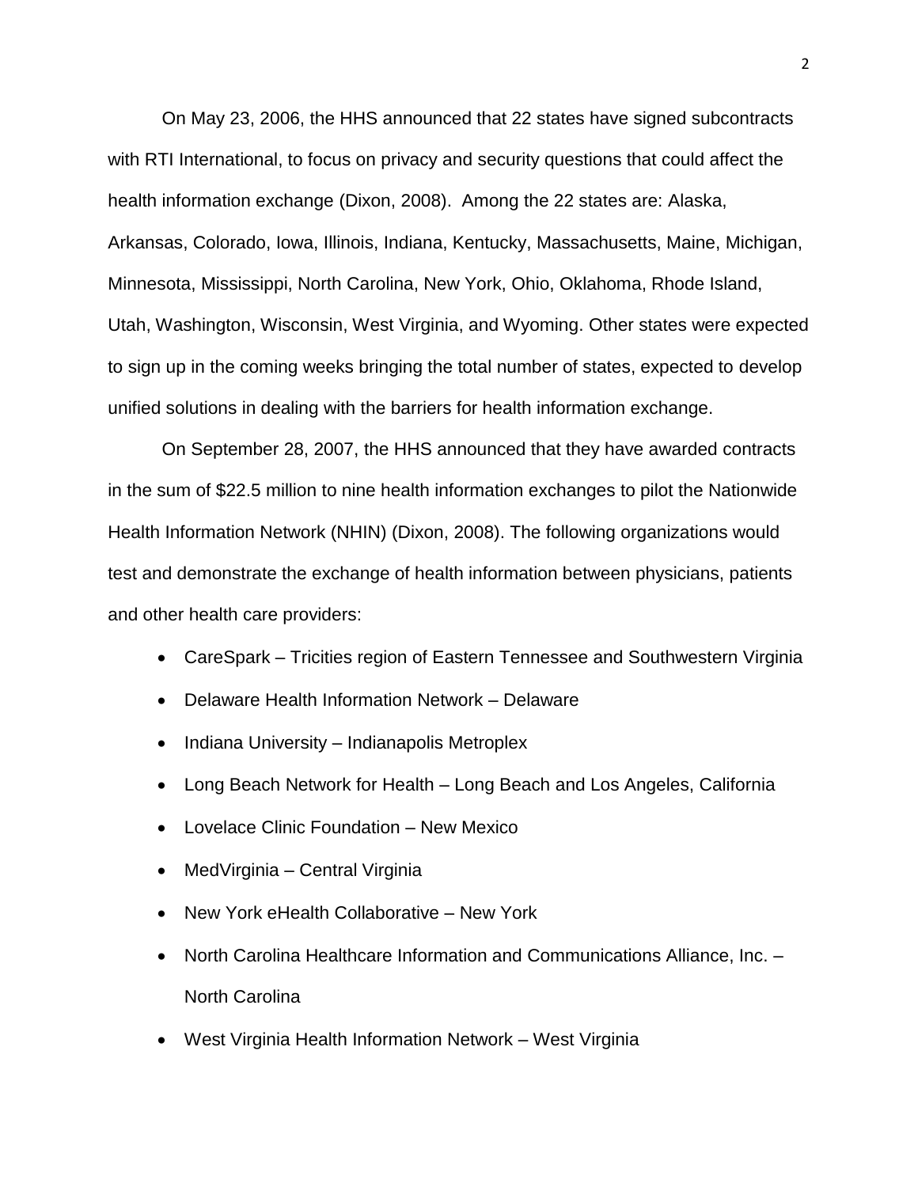On May 23, 2006, the HHS announced that 22 states have signed subcontracts with RTI International, to focus on privacy and security questions that could affect the health information exchange (Dixon, 2008). Among the 22 states are: Alaska, Arkansas, Colorado, Iowa, Illinois, Indiana, Kentucky, Massachusetts, Maine, Michigan, Minnesota, Mississippi, North Carolina, New York, Ohio, Oklahoma, Rhode Island, Utah, Washington, Wisconsin, West Virginia, and Wyoming. Other states were expected to sign up in the coming weeks bringing the total number of states, expected to develop unified solutions in dealing with the barriers for health information exchange.

On September 28, 2007, the HHS announced that they have awarded contracts in the sum of $22.5 million to nine health information exchanges to pilot the Nationwide Health Information Network (NHIN) (Dixon, 2008). The following organizations would test and demonstrate the exchange of health information between physicians, patients and other health care providers:

- CareSpark – Tricities region of Eastern Tennessee and Southwestern Virginia
- Delaware Health Information Network – Delaware
- Indiana University – Indianapolis Metroplex
- Long Beach Network for Health – Long Beach and Los Angeles, California
- Lovelace Clinic Foundation – New Mexico
- MedVirginia – Central Virginia
- New York eHealth Collaborative – New York
- North Carolina Healthcare Information and Communications Alliance, Inc. – North Carolina
- West Virginia Health Information Network – West Virginia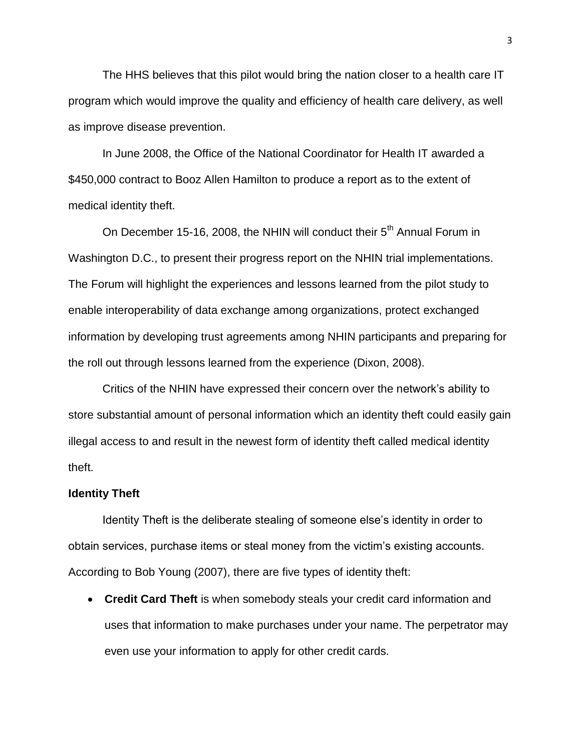The HHS believes that this pilot would bring the nation closer to a health care IT program which would improve the quality and efficiency of health care delivery, as well as improve disease prevention.

In June 2008, the Office of the National Coordinator for Health IT awarded a $450,000 contract to Booz Allen Hamilton to produce a report as to the extent of medical identity theft.

On December 15-16, 2008, the NHIN will conduct their 5th Annual Forum in Washington D.C., to present their progress report on the NHIN trial implementations. The Forum will highlight the experiences and lessons learned from the pilot study to enable interoperability of data exchange among organizations, protect exchanged information by developing trust agreements among NHIN participants and preparing for the roll out through lessons learned from the experience (Dixon, 2008).

Critics of the NHIN have expressed their concern over the network's ability to store substantial amount of personal information which an identity theft could easily gain illegal access to and result in the newest form of identity theft called medical identity theft.

**Identity Theft**

Identity Theft is the deliberate stealing of someone else's identity in order to obtain services, purchase items or steal money from the victim's existing accounts. According to Bob Young (2007), there are five types of identity theft:

- **Credit Card Theft** is when somebody steals your credit card information and uses that information to make purchases under your name. The perpetrator may even use your information to apply for other credit cards.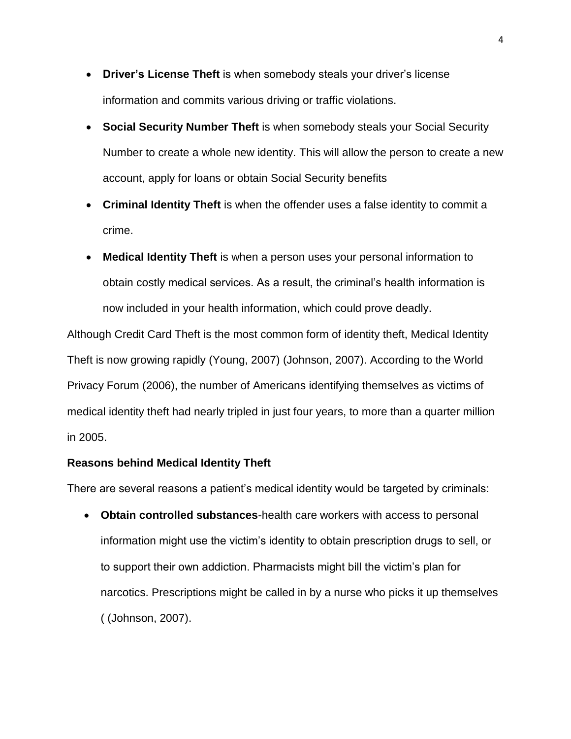- **Driver's License Theft** is when somebody steals your driver's license information and commits various driving or traffic violations.
- **Social Security Number Theft** is when somebody steals your Social Security Number to create a whole new identity. This will allow the person to create a new account, apply for loans or obtain Social Security benefits
- **Criminal Identity Theft** is when the offender uses a false identity to commit a crime.
- **Medical Identity Theft** is when a person uses your personal information to obtain costly medical services. As a result, the criminal's health information is now included in your health information, which could prove deadly.

Although Credit Card Theft is the most common form of identity theft, Medical Identity Theft is now growing rapidly (Young, 2007) (Johnson, 2007). According to the World Privacy Forum (2006), the number of Americans identifying themselves as victims of medical identity theft had nearly tripled in just four years, to more than a quarter million in 2005.

**Reasons behind Medical Identity Theft**

There are several reasons a patient's medical identity would be targeted by criminals:

- **Obtain controlled substances**-health care workers with access to personal information might use the victim's identity to obtain prescription drugs to sell, or to support their own addiction. Pharmacists might bill the victim's plan for narcotics. Prescriptions might be called in by a nurse who picks it up themselves ( (Johnson, 2007).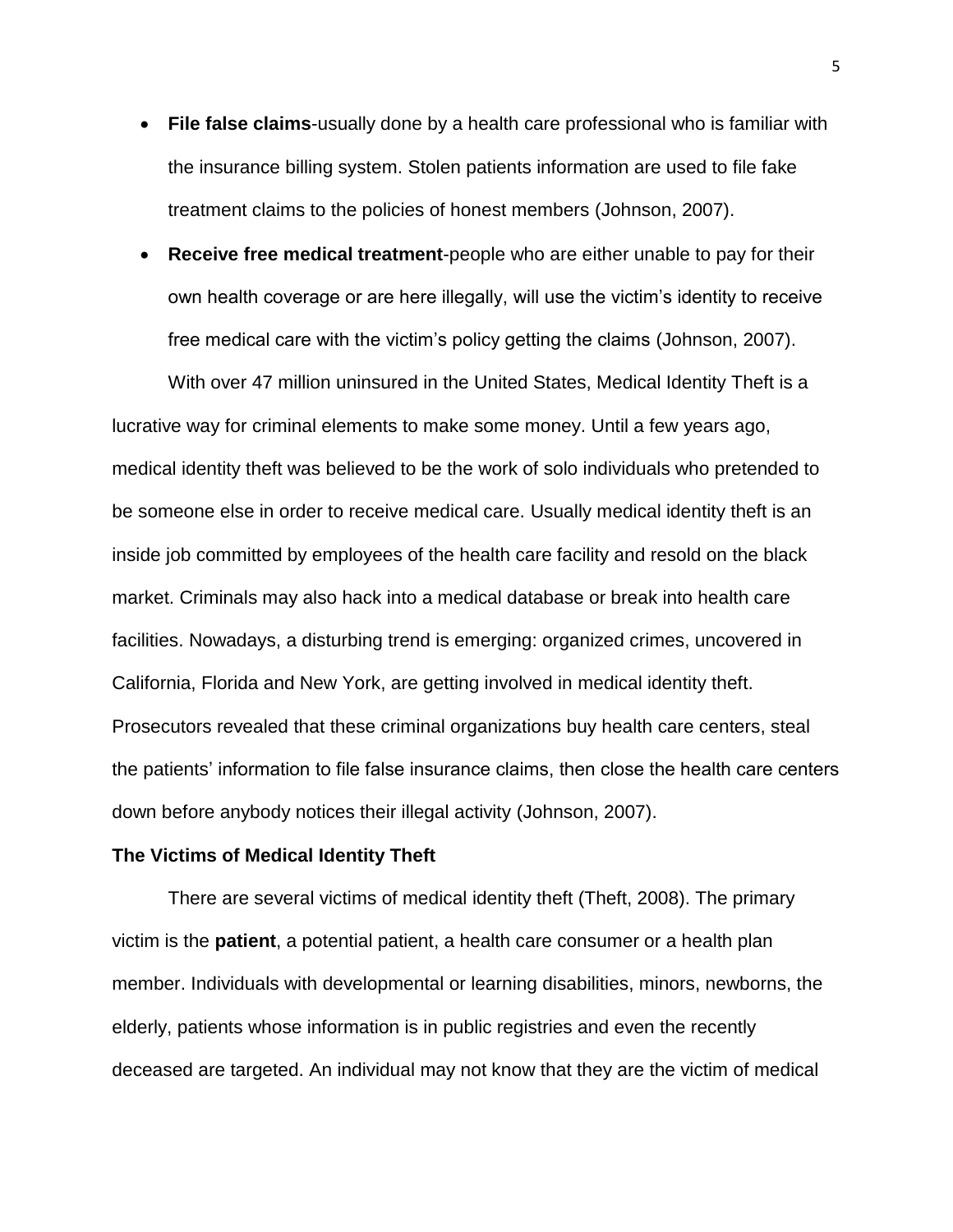- **File false claims**-usually done by a health care professional who is familiar with the insurance billing system. Stolen patients information are used to file fake treatment claims to the policies of honest members (Johnson, 2007).
- **Receive free medical treatment**-people who are either unable to pay for their own health coverage or are here illegally, will use the victim's identity to receive free medical care with the victim's policy getting the claims (Johnson, 2007).

With over 47 million uninsured in the United States, Medical Identity Theft is a lucrative way for criminal elements to make some money. Until a few years ago, medical identity theft was believed to be the work of solo individuals who pretended to be someone else in order to receive medical care. Usually medical identity theft is an inside job committed by employees of the health care facility and resold on the black market. Criminals may also hack into a medical database or break into health care facilities. Nowadays, a disturbing trend is emerging: organized crimes, uncovered in California, Florida and New York, are getting involved in medical identity theft. Prosecutors revealed that these criminal organizations buy health care centers, steal the patients' information to file false insurance claims, then close the health care centers down before anybody notices their illegal activity (Johnson, 2007).

### The Victims of Medical Identity Theft

There are several victims of medical identity theft (Theft, 2008). The primary victim is the **patient**, a potential patient, a health care consumer or a health plan member. Individuals with developmental or learning disabilities, minors, newborns, the elderly, patients whose information is in public registries and even the recently deceased are targeted. An individual may not know that they are the victim of medical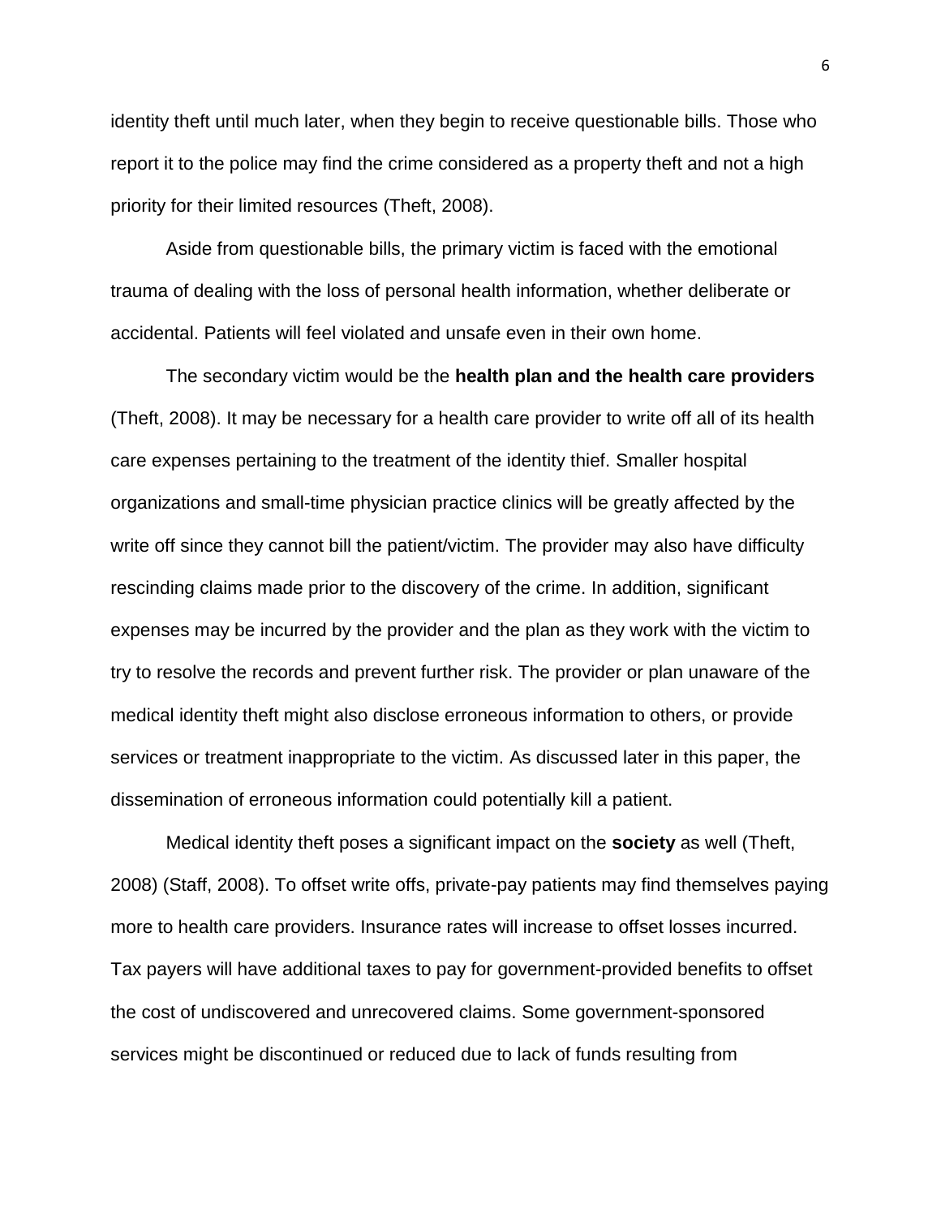identity theft until much later, when they begin to receive questionable bills. Those who report it to the police may find the crime considered as a property theft and not a high priority for their limited resources (Theft, 2008).

Aside from questionable bills, the primary victim is faced with the emotional trauma of dealing with the loss of personal health information, whether deliberate or accidental. Patients will feel violated and unsafe even in their own home.

The secondary victim would be the **health plan and the health care providers** (Theft, 2008). It may be necessary for a health care provider to write off all of its health care expenses pertaining to the treatment of the identity thief. Smaller hospital organizations and small-time physician practice clinics will be greatly affected by the write off since they cannot bill the patient/victim. The provider may also have difficulty rescinding claims made prior to the discovery of the crime. In addition, significant expenses may be incurred by the provider and the plan as they work with the victim to try to resolve the records and prevent further risk. The provider or plan unaware of the medical identity theft might also disclose erroneous information to others, or provide services or treatment inappropriate to the victim. As discussed later in this paper, the dissemination of erroneous information could potentially kill a patient.

Medical identity theft poses a significant impact on the **society** as well (Theft, 2008) (Staff, 2008). To offset write offs, private-pay patients may find themselves paying more to health care providers. Insurance rates will increase to offset losses incurred. Tax payers will have additional taxes to pay for government-provided benefits to offset the cost of undiscovered and unrecovered claims. Some government-sponsored services might be discontinued or reduced due to lack of funds resulting from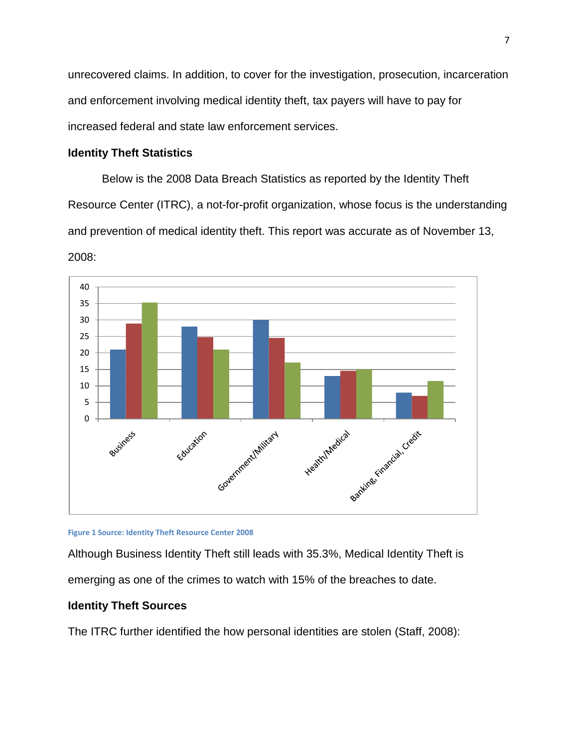unrecovered claims. In addition, to cover for the investigation, prosecution, incarceration and enforcement involving medical identity theft, tax payers will have to pay for increased federal and state law enforcement services.

### Identity Theft Statistics

Below is the 2008 Data Breach Statistics as reported by the Identity Theft Resource Center (ITRC), a not-for-profit organization, whose focus is the understanding and prevention of medical identity theft. This report was accurate as of November 13, 2008:

Figure 1 Source: Identity Theft Resource Center 2008

Although Business Identity Theft still leads with 35.3%, Medical Identity Theft is emerging as one of the crimes to watch with 15% of the breaches to date.

### Identity Theft Sources

The ITRC further identified the how personal identities are stolen (Staff, 2008):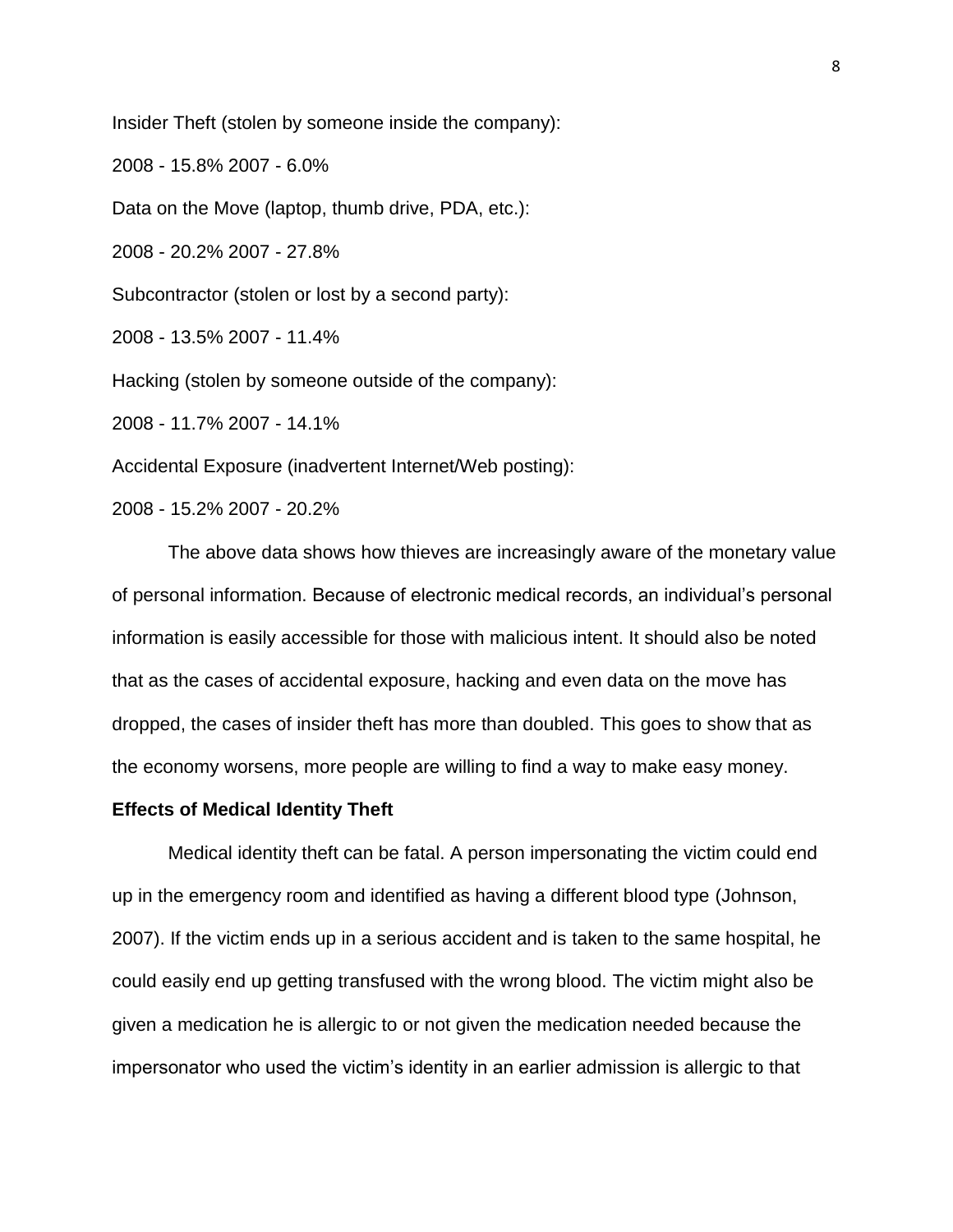Insider Theft (stolen by someone inside the company):

2008 - 15.8% 2007 - 6.0%

Data on the Move (laptop, thumb drive, PDA, etc.):

2008 - 20.2% 2007 - 27.8%

Subcontractor (stolen or lost by a second party):

2008 - 13.5% 2007 - 11.4%

Hacking (stolen by someone outside of the company):

2008 - 11.7% 2007 - 14.1%

Accidental Exposure (inadvertent Internet/Web posting):

2008 - 15.2% 2007 - 20.2%

The above data shows how thieves are increasingly aware of the monetary value of personal information. Because of electronic medical records, an individual's personal information is easily accessible for those with malicious intent. It should also be noted that as the cases of accidental exposure, hacking and even data on the move has dropped, the cases of insider theft has more than doubled. This goes to show that as the economy worsens, more people are willing to find a way to make easy money.

**Effects of Medical Identity Theft**

Medical identity theft can be fatal. A person impersonating the victim could end up in the emergency room and identified as having a different blood type (Johnson, 2007). If the victim ends up in a serious accident and is taken to the same hospital, he could easily end up getting transfused with the wrong blood. The victim might also be given a medication he is allergic to or not given the medication needed because the impersonator who used the victim's identity in an earlier admission is allergic to that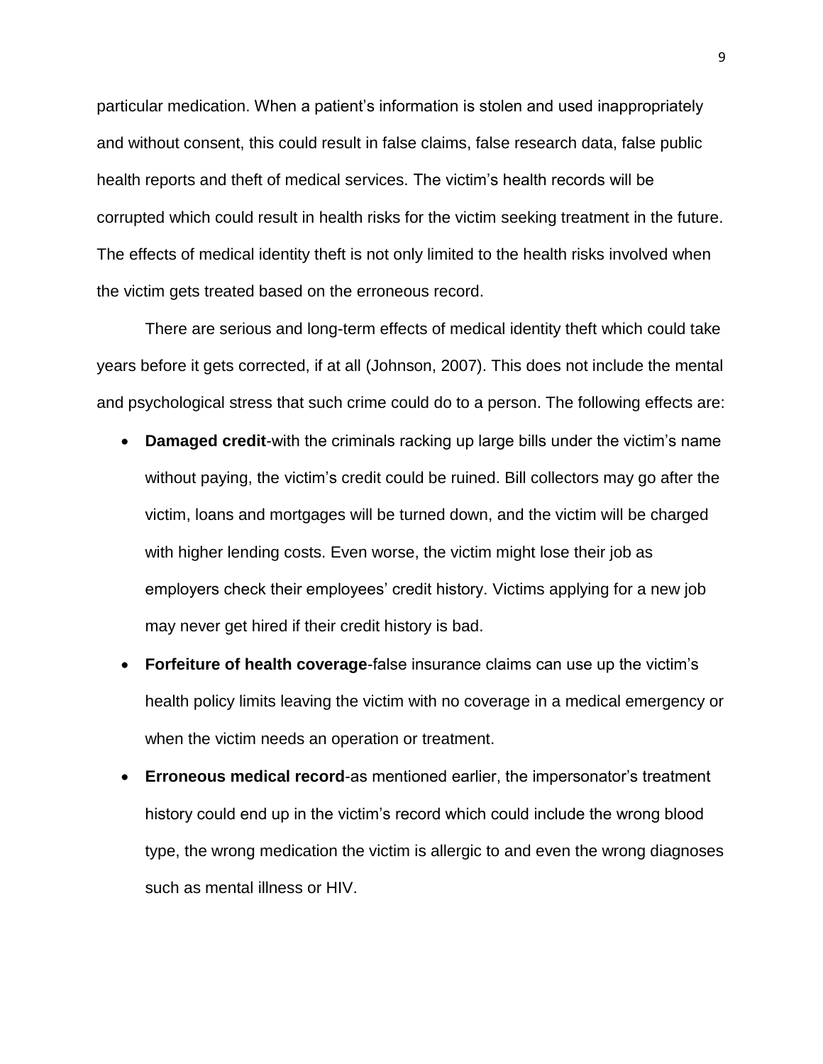particular medication. When a patient's information is stolen and used inappropriately and without consent, this could result in false claims, false research data, false public health reports and theft of medical services. The victim's health records will be corrupted which could result in health risks for the victim seeking treatment in the future. The effects of medical identity theft is not only limited to the health risks involved when the victim gets treated based on the erroneous record.

There are serious and long-term effects of medical identity theft which could take years before it gets corrected, if at all (Johnson, 2007). This does not include the mental and psychological stress that such crime could do to a person. The following effects are:

- **Damaged credit**-with the criminals racking up large bills under the victim's name without paying, the victim's credit could be ruined. Bill collectors may go after the victim, loans and mortgages will be turned down, and the victim will be charged with higher lending costs. Even worse, the victim might lose their job as employers check their employees' credit history. Victims applying for a new job may never get hired if their credit history is bad.
- **Forfeiture of health coverage**-false insurance claims can use up the victim's health policy limits leaving the victim with no coverage in a medical emergency or when the victim needs an operation or treatment.
- **Erroneous medical record**-as mentioned earlier, the impersonator's treatment history could end up in the victim's record which could include the wrong blood type, the wrong medication the victim is allergic to and even the wrong diagnoses such as mental illness or HIV.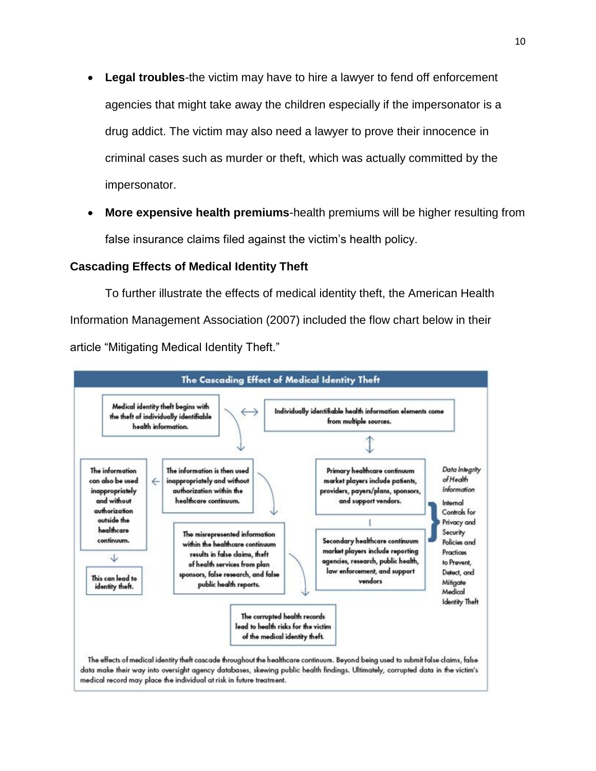- **Legal troubles**-the victim may have to hire a lawyer to fend off enforcement agencies that might take away the children especially if the impersonator is a drug addict. The victim may also need a lawyer to prove their innocence in criminal cases such as murder or theft, which was actually committed by the impersonator.
- **More expensive health premiums**-health premiums will be higher resulting from false insurance claims filed against the victim's health policy.

### Cascading Effects of Medical Identity Theft

To further illustrate the effects of medical identity theft, the American Health Information Management Association (2007) included the flow chart below in their article "Mitigating Medical Identity Theft."

**The Cascading Effect of Medical Identity Theft**

Medical identity theft begins with the theft of individually identifiable health information.

Individually identifiable health information elements come from multiple sources.

The information is then used inappropriately and without authorization within the healthcare continuum.

The information can also be used inappropriately and without authorization outside the healthcare continuum.

This can lead to identity theft.

Primary healthcare continuum market players include patients, providers, payers/plans, sponsors, and support vendors.

Secondary healthcare continuum market players include reporting agencies, research, public health, law enforcement, and support vendors

*Data Integrity of Health Information*

Internal Controls for Privacy and Security Policies and Practices to Prevent, Detect, and Mitigate Medical Identity Theft

The misrepresented information within the healthcare continuum results in false claims, theft of health services from plan sponsors, false research, and false public health reports.

The corrupted health records lead to health risks for the victim of the medical identity theft.

The effects of medical identity theft cascade throughout the healthcare continuum. Beyond being used to submit false claims, false data make their way into oversight agency databases, skewing public health findings. Ultimately, corrupted data in the victim's medical record may place the individual at risk in future treatment.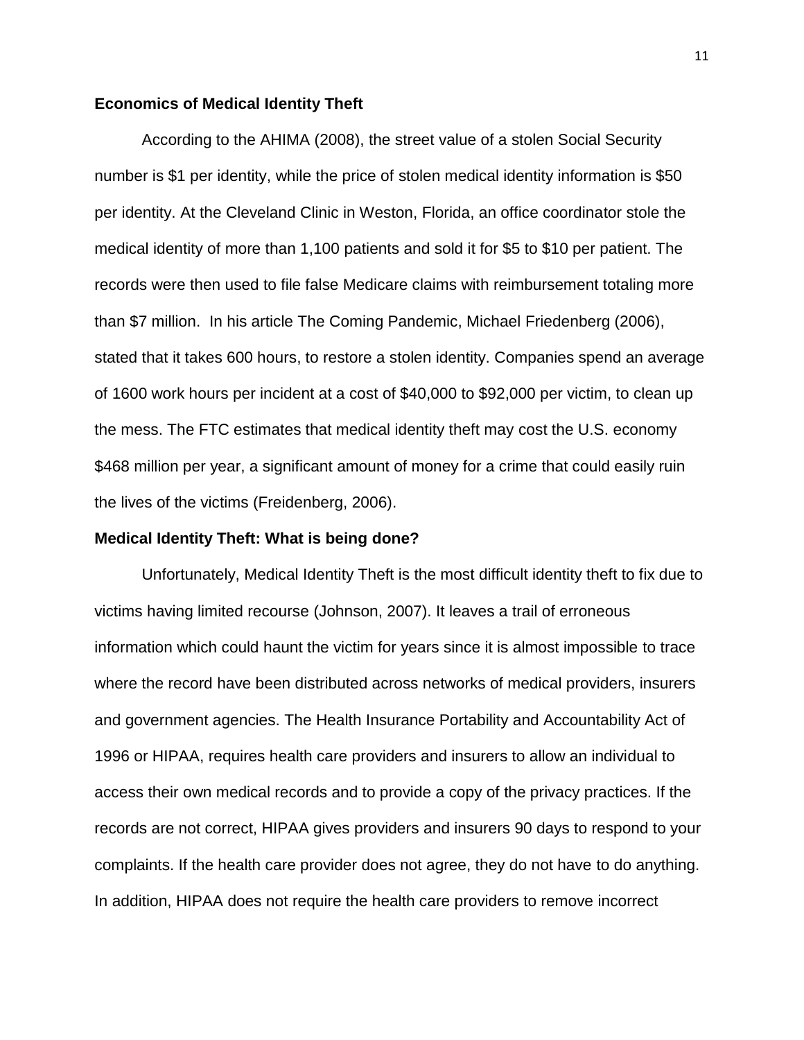**Economics of Medical Identity Theft**

According to the AHIMA (2008), the street value of a stolen Social Security number is $1 per identity, while the price of stolen medical identity information is $50 per identity. At the Cleveland Clinic in Weston, Florida, an office coordinator stole the medical identity of more than 1,100 patients and sold it for $5 to $10 per patient. The records were then used to file false Medicare claims with reimbursement totaling more than $7 million. In his article The Coming Pandemic, Michael Friedenberg (2006), stated that it takes 600 hours, to restore a stolen identity. Companies spend an average of 1600 work hours per incident at a cost of $40,000 to $92,000 per victim, to clean up the mess. The FTC estimates that medical identity theft may cost the U.S. economy $468 million per year, a significant amount of money for a crime that could easily ruin the lives of the victims (Freidenberg, 2006).

**Medical Identity Theft: What is being done?**

Unfortunately, Medical Identity Theft is the most difficult identity theft to fix due to victims having limited recourse (Johnson, 2007). It leaves a trail of erroneous information which could haunt the victim for years since it is almost impossible to trace where the record have been distributed across networks of medical providers, insurers and government agencies. The Health Insurance Portability and Accountability Act of 1996 or HIPAA, requires health care providers and insurers to allow an individual to access their own medical records and to provide a copy of the privacy practices. If the records are not correct, HIPAA gives providers and insurers 90 days to respond to your complaints. If the health care provider does not agree, they do not have to do anything. In addition, HIPAA does not require the health care providers to remove incorrect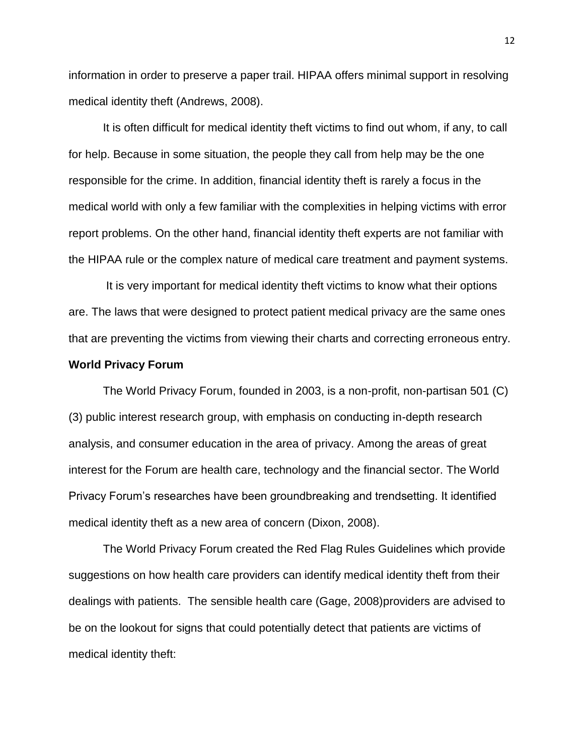information in order to preserve a paper trail. HIPAA offers minimal support in resolving medical identity theft (Andrews, 2008).

It is often difficult for medical identity theft victims to find out whom, if any, to call for help. Because in some situation, the people they call from help may be the one responsible for the crime. In addition, financial identity theft is rarely a focus in the medical world with only a few familiar with the complexities in helping victims with error report problems. On the other hand, financial identity theft experts are not familiar with the HIPAA rule or the complex nature of medical care treatment and payment systems.

It is very important for medical identity theft victims to know what their options are. The laws that were designed to protect patient medical privacy are the same ones that are preventing the victims from viewing their charts and correcting erroneous entry.

**World Privacy Forum**

The World Privacy Forum, founded in 2003, is a non-profit, non-partisan 501 (C) (3) public interest research group, with emphasis on conducting in-depth research analysis, and consumer education in the area of privacy. Among the areas of great interest for the Forum are health care, technology and the financial sector. The World Privacy Forum's researches have been groundbreaking and trendsetting. It identified medical identity theft as a new area of concern (Dixon, 2008).

The World Privacy Forum created the Red Flag Rules Guidelines which provide suggestions on how health care providers can identify medical identity theft from their dealings with patients. The sensible health care (Gage, 2008)providers are advised to be on the lookout for signs that could potentially detect that patients are victims of medical identity theft: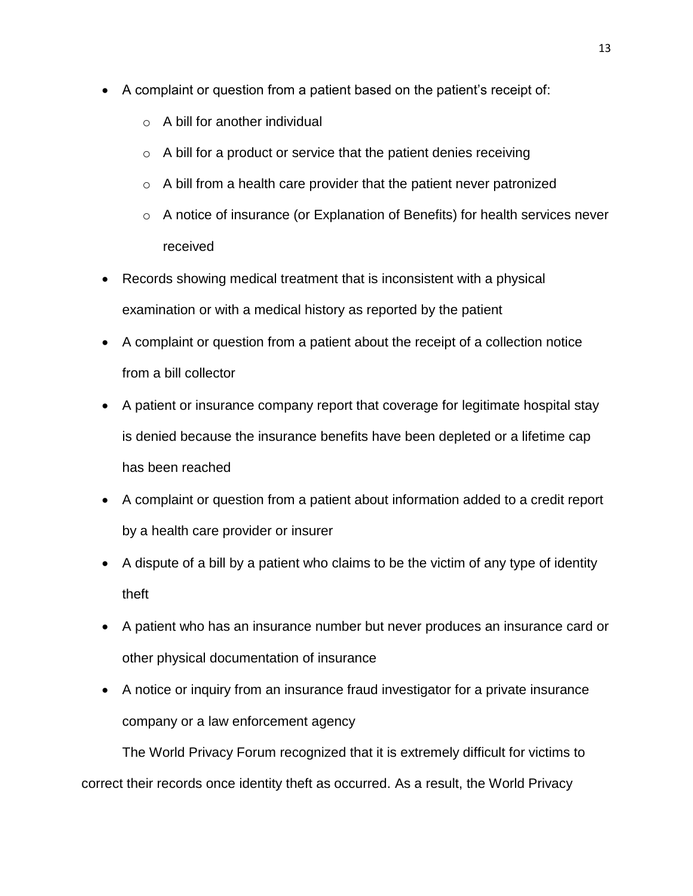- A complaint or question from a patient based on the patient's receipt of:
  - A bill for another individual
  - A bill for a product or service that the patient denies receiving
  - A bill from a health care provider that the patient never patronized
  - A notice of insurance (or Explanation of Benefits) for health services never received
- Records showing medical treatment that is inconsistent with a physical examination or with a medical history as reported by the patient
- A complaint or question from a patient about the receipt of a collection notice from a bill collector
- A patient or insurance company report that coverage for legitimate hospital stay is denied because the insurance benefits have been depleted or a lifetime cap has been reached
- A complaint or question from a patient about information added to a credit report by a health care provider or insurer
- A dispute of a bill by a patient who claims to be the victim of any type of identity theft
- A patient who has an insurance number but never produces an insurance card or other physical documentation of insurance
- A notice or inquiry from an insurance fraud investigator for a private insurance company or a law enforcement agency

The World Privacy Forum recognized that it is extremely difficult for victims to correct their records once identity theft as occurred. As a result, the World Privacy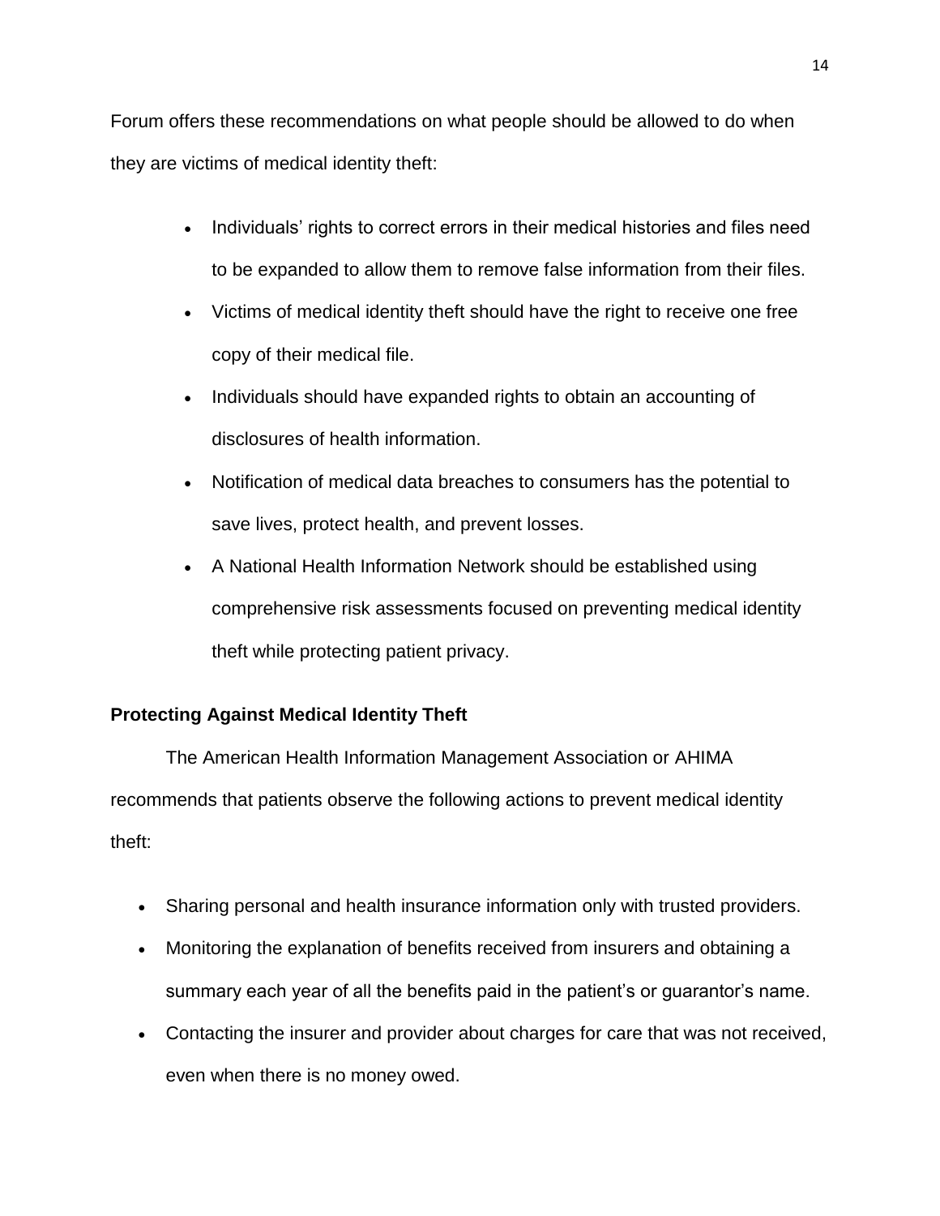Forum offers these recommendations on what people should be allowed to do when they are victims of medical identity theft:

- Individuals' rights to correct errors in their medical histories and files need to be expanded to allow them to remove false information from their files.
- Victims of medical identity theft should have the right to receive one free copy of their medical file.
- Individuals should have expanded rights to obtain an accounting of disclosures of health information.
- Notification of medical data breaches to consumers has the potential to save lives, protect health, and prevent losses.
- A National Health Information Network should be established using comprehensive risk assessments focused on preventing medical identity theft while protecting patient privacy.

**Protecting Against Medical Identity Theft**

The American Health Information Management Association or AHIMA recommends that patients observe the following actions to prevent medical identity theft:

- Sharing personal and health insurance information only with trusted providers.
- Monitoring the explanation of benefits received from insurers and obtaining a summary each year of all the benefits paid in the patient's or guarantor's name.
- Contacting the insurer and provider about charges for care that was not received, even when there is no money owed.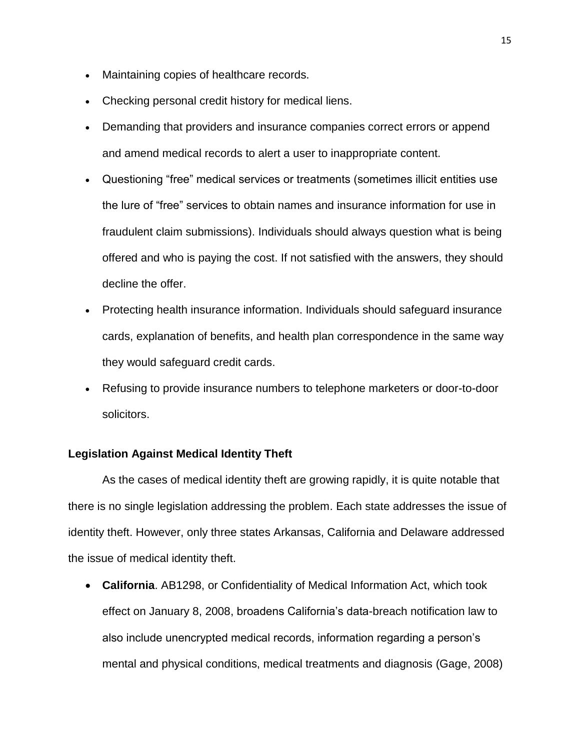- Maintaining copies of healthcare records.
- Checking personal credit history for medical liens.
- Demanding that providers and insurance companies correct errors or append and amend medical records to alert a user to inappropriate content.
- Questioning "free" medical services or treatments (sometimes illicit entities use the lure of "free" services to obtain names and insurance information for use in fraudulent claim submissions). Individuals should always question what is being offered and who is paying the cost. If not satisfied with the answers, they should decline the offer.
- Protecting health insurance information. Individuals should safeguard insurance cards, explanation of benefits, and health plan correspondence in the same way they would safeguard credit cards.
- Refusing to provide insurance numbers to telephone marketers or door-to-door solicitors.

### Legislation Against Medical Identity Theft

As the cases of medical identity theft are growing rapidly, it is quite notable that there is no single legislation addressing the problem. Each state addresses the issue of identity theft. However, only three states Arkansas, California and Delaware addressed the issue of medical identity theft.

- **California**. AB1298, or Confidentiality of Medical Information Act, which took effect on January 8, 2008, broadens California's data-breach notification law to also include unencrypted medical records, information regarding a person's mental and physical conditions, medical treatments and diagnosis (Gage, 2008)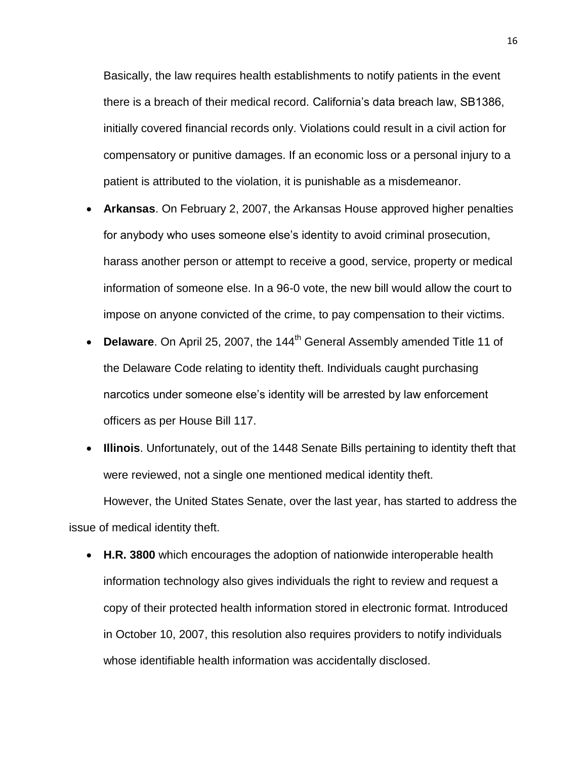Basically, the law requires health establishments to notify patients in the event there is a breach of their medical record. California's data breach law, SB1386, initially covered financial records only. Violations could result in a civil action for compensatory or punitive damages. If an economic loss or a personal injury to a patient is attributed to the violation, it is punishable as a misdemeanor.

- **Arkansas**. On February 2, 2007, the Arkansas House approved higher penalties for anybody who uses someone else's identity to avoid criminal prosecution, harass another person or attempt to receive a good, service, property or medical information of someone else. In a 96-0 vote, the new bill would allow the court to impose on anyone convicted of the crime, to pay compensation to their victims.
- **Delaware**. On April 25, 2007, the 144th General Assembly amended Title 11 of the Delaware Code relating to identity theft. Individuals caught purchasing narcotics under someone else's identity will be arrested by law enforcement officers as per House Bill 117.
- **Illinois**. Unfortunately, out of the 1448 Senate Bills pertaining to identity theft that were reviewed, not a single one mentioned medical identity theft.

However, the United States Senate, over the last year, has started to address the issue of medical identity theft.

- **H.R. 3800** which encourages the adoption of nationwide interoperable health information technology also gives individuals the right to review and request a copy of their protected health information stored in electronic format. Introduced in October 10, 2007, this resolution also requires providers to notify individuals whose identifiable health information was accidentally disclosed.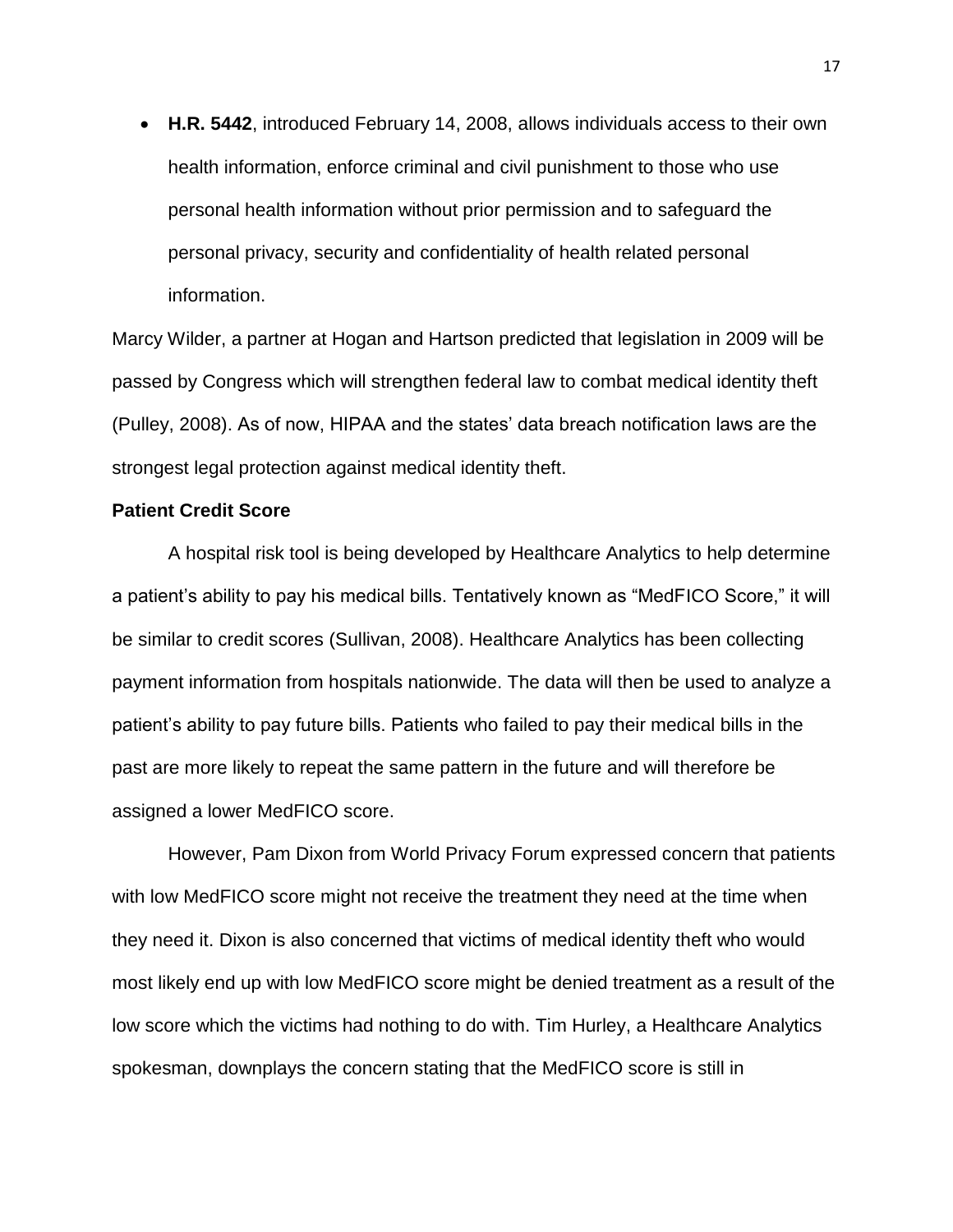- **H.R. 5442**, introduced February 14, 2008, allows individuals access to their own health information, enforce criminal and civil punishment to those who use personal health information without prior permission and to safeguard the personal privacy, security and confidentiality of health related personal information.

Marcy Wilder, a partner at Hogan and Hartson predicted that legislation in 2009 will be passed by Congress which will strengthen federal law to combat medical identity theft (Pulley, 2008). As of now, HIPAA and the states' data breach notification laws are the strongest legal protection against medical identity theft.

**Patient Credit Score**

A hospital risk tool is being developed by Healthcare Analytics to help determine a patient's ability to pay his medical bills. Tentatively known as "MedFICO Score," it will be similar to credit scores (Sullivan, 2008). Healthcare Analytics has been collecting payment information from hospitals nationwide. The data will then be used to analyze a patient's ability to pay future bills. Patients who failed to pay their medical bills in the past are more likely to repeat the same pattern in the future and will therefore be assigned a lower MedFICO score.

However, Pam Dixon from World Privacy Forum expressed concern that patients with low MedFICO score might not receive the treatment they need at the time when they need it. Dixon is also concerned that victims of medical identity theft who would most likely end up with low MedFICO score might be denied treatment as a result of the low score which the victims had nothing to do with. Tim Hurley, a Healthcare Analytics spokesman, downplays the concern stating that the MedFICO score is still in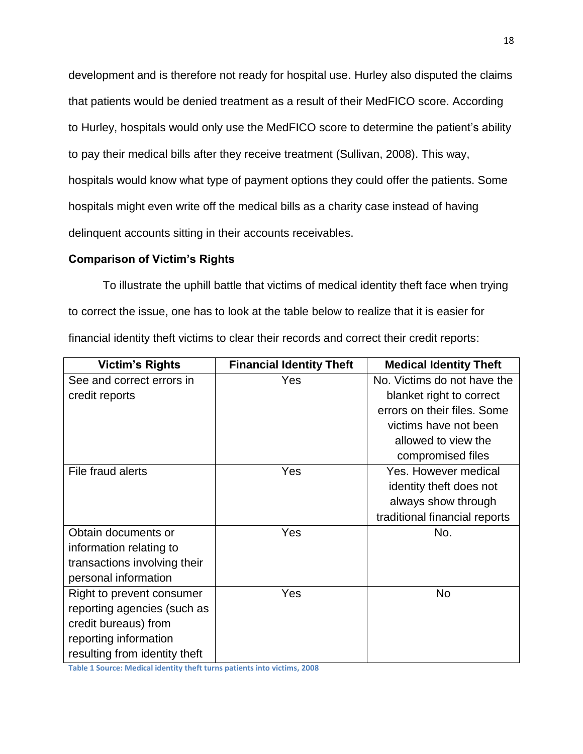development and is therefore not ready for hospital use. Hurley also disputed the claims that patients would be denied treatment as a result of their MedFICO score. According to Hurley, hospitals would only use the MedFICO score to determine the patient's ability to pay their medical bills after they receive treatment (Sullivan, 2008). This way, hospitals would know what type of payment options they could offer the patients. Some hospitals might even write off the medical bills as a charity case instead of having delinquent accounts sitting in their accounts receivables.

### Comparison of Victim's Rights

To illustrate the uphill battle that victims of medical identity theft face when trying to correct the issue, one has to look at the table below to realize that it is easier for financial identity theft victims to clear their records and correct their credit reports:

| Victim's Rights | Financial Identity Theft | Medical Identity Theft |
|---|---|---|
| See and correct errors in credit reports | Yes | No. Victims do not have the blanket right to correct errors on their files. Some victims have not been allowed to view the compromised files |
| File fraud alerts | Yes | Yes. However medical identity theft does not always show through traditional financial reports |
| Obtain documents or information relating to transactions involving their personal information | Yes | No. |
| Right to prevent consumer reporting agencies (such as credit bureaus) from reporting information resulting from identity theft | Yes | No |

Table 1 Source: Medical identity theft turns patients into victims, 2008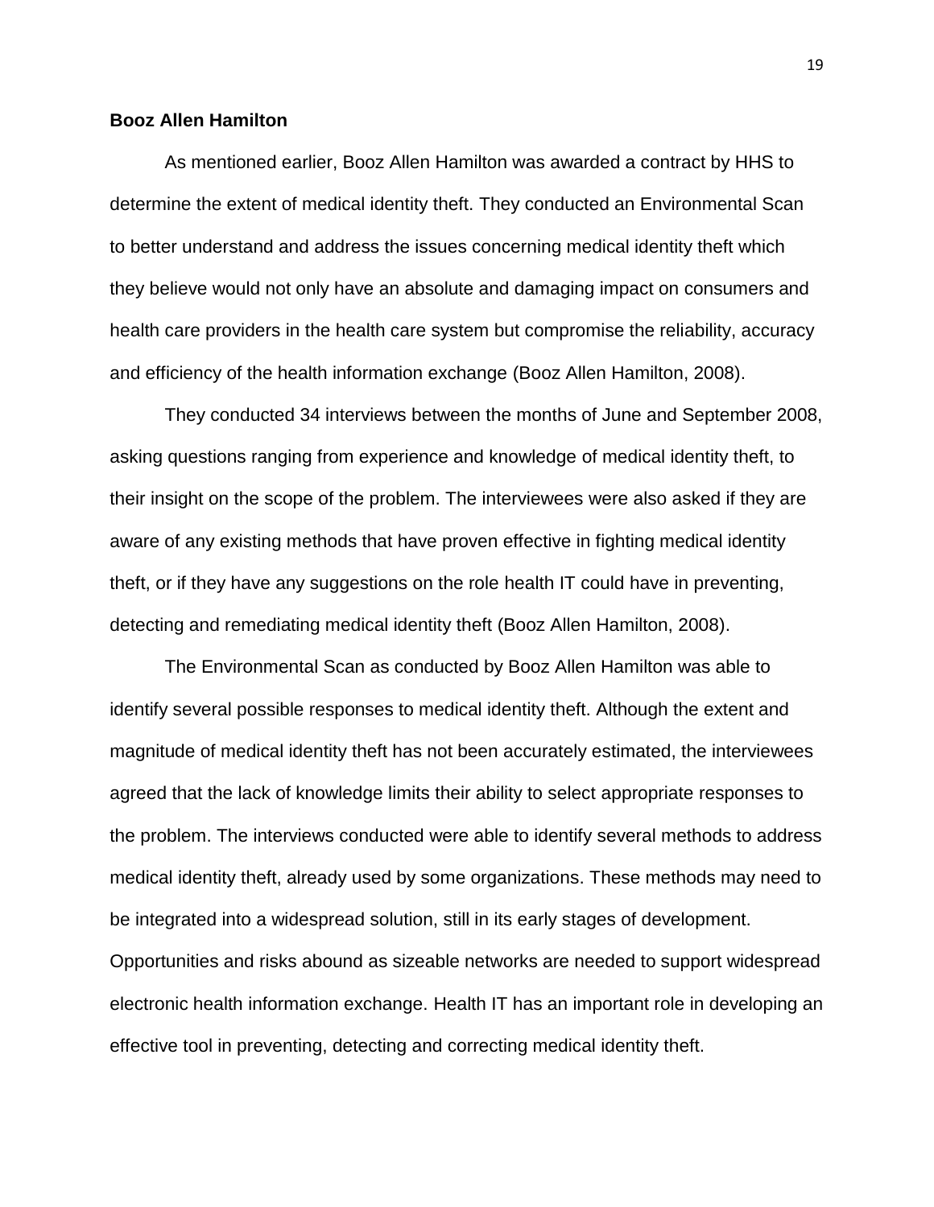**Booz Allen Hamilton**

As mentioned earlier, Booz Allen Hamilton was awarded a contract by HHS to determine the extent of medical identity theft. They conducted an Environmental Scan to better understand and address the issues concerning medical identity theft which they believe would not only have an absolute and damaging impact on consumers and health care providers in the health care system but compromise the reliability, accuracy and efficiency of the health information exchange (Booz Allen Hamilton, 2008).

They conducted 34 interviews between the months of June and September 2008, asking questions ranging from experience and knowledge of medical identity theft, to their insight on the scope of the problem. The interviewees were also asked if they are aware of any existing methods that have proven effective in fighting medical identity theft, or if they have any suggestions on the role health IT could have in preventing, detecting and remediating medical identity theft (Booz Allen Hamilton, 2008).

The Environmental Scan as conducted by Booz Allen Hamilton was able to identify several possible responses to medical identity theft. Although the extent and magnitude of medical identity theft has not been accurately estimated, the interviewees agreed that the lack of knowledge limits their ability to select appropriate responses to the problem. The interviews conducted were able to identify several methods to address medical identity theft, already used by some organizations. These methods may need to be integrated into a widespread solution, still in its early stages of development. Opportunities and risks abound as sizeable networks are needed to support widespread electronic health information exchange. Health IT has an important role in developing an effective tool in preventing, detecting and correcting medical identity theft.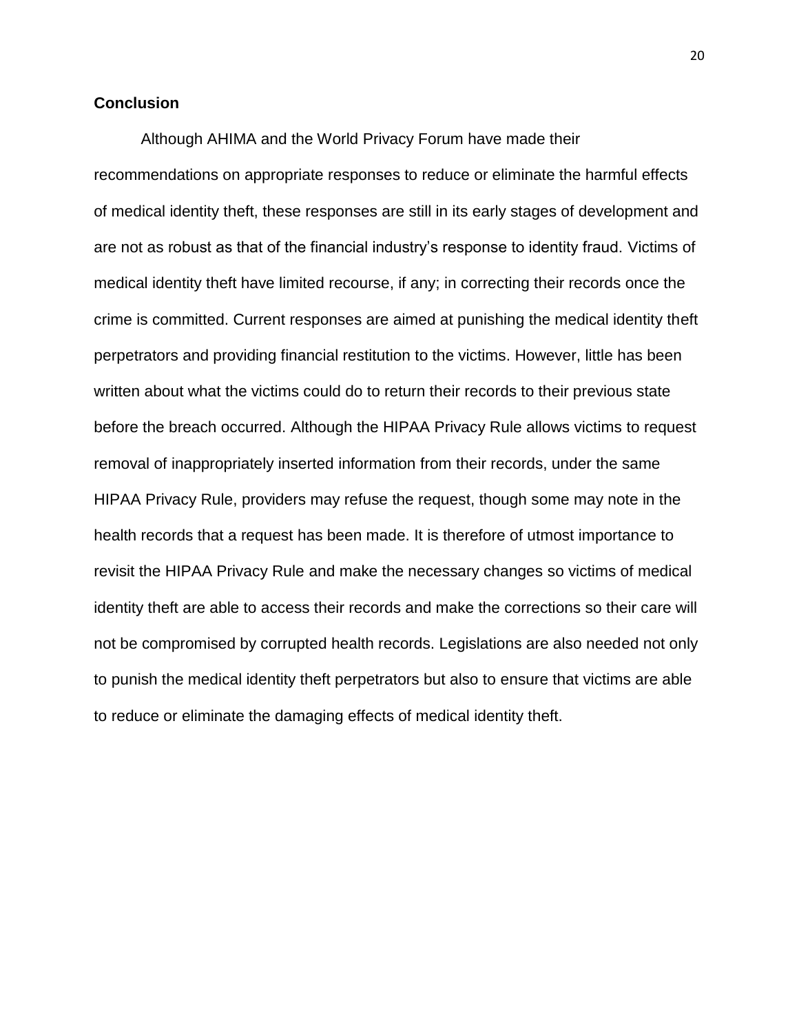**Conclusion**

Although AHIMA and the World Privacy Forum have made their recommendations on appropriate responses to reduce or eliminate the harmful effects of medical identity theft, these responses are still in its early stages of development and are not as robust as that of the financial industry's response to identity fraud. Victims of medical identity theft have limited recourse, if any; in correcting their records once the crime is committed. Current responses are aimed at punishing the medical identity theft perpetrators and providing financial restitution to the victims. However, little has been written about what the victims could do to return their records to their previous state before the breach occurred. Although the HIPAA Privacy Rule allows victims to request removal of inappropriately inserted information from their records, under the same HIPAA Privacy Rule, providers may refuse the request, though some may note in the health records that a request has been made. It is therefore of utmost importance to revisit the HIPAA Privacy Rule and make the necessary changes so victims of medical identity theft are able to access their records and make the corrections so their care will not be compromised by corrupted health records. Legislations are also needed not only to punish the medical identity theft perpetrators but also to ensure that victims are able to reduce or eliminate the damaging effects of medical identity theft.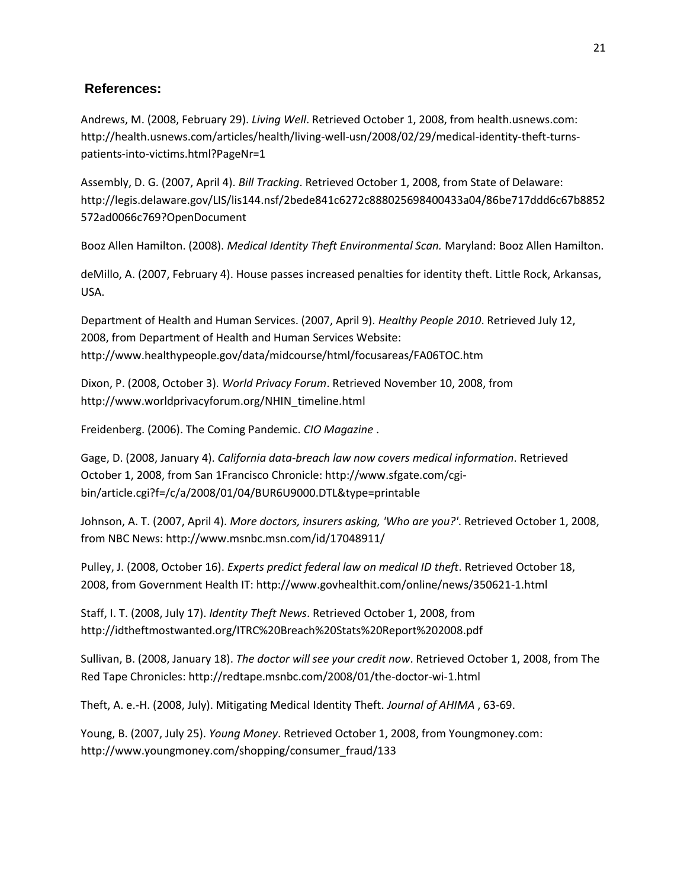## References:

Andrews, M. (2008, February 29). *Living Well*. Retrieved October 1, 2008, from health.usnews.com: http://health.usnews.com/articles/health/living-well-usn/2008/02/29/medical-identity-theft-turns-patients-into-victims.html?PageNr=1

Assembly, D. G. (2007, April 4). *Bill Tracking*. Retrieved October 1, 2008, from State of Delaware: http://legis.delaware.gov/LIS/lis144.nsf/2bede841c6272c888025698400433a04/86be717ddd6c67b8852572ad0066c769?OpenDocument

Booz Allen Hamilton. (2008). *Medical Identity Theft Environmental Scan.* Maryland: Booz Allen Hamilton.

deMillo, A. (2007, February 4). House passes increased penalties for identity theft. Little Rock, Arkansas, USA.

Department of Health and Human Services. (2007, April 9). *Healthy People 2010*. Retrieved July 12, 2008, from Department of Health and Human Services Website: http://www.healthypeople.gov/data/midcourse/html/focusareas/FA06TOC.htm

Dixon, P. (2008, October 3). *World Privacy Forum*. Retrieved November 10, 2008, from http://www.worldprivacyforum.org/NHIN_timeline.html

Freidenberg. (2006). The Coming Pandemic. *CIO Magazine* .

Gage, D. (2008, January 4). *California data-breach law now covers medical information*. Retrieved October 1, 2008, from San 1Francisco Chronicle: http://www.sfgate.com/cgi-bin/article.cgi?f=/c/a/2008/01/04/BUR6U9000.DTL&type=printable

Johnson, A. T. (2007, April 4). *More doctors, insurers asking, 'Who are you?'*. Retrieved October 1, 2008, from NBC News: http://www.msnbc.msn.com/id/17048911/

Pulley, J. (2008, October 16). *Experts predict federal law on medical ID theft*. Retrieved October 18, 2008, from Government Health IT: http://www.govhealthit.com/online/news/350621-1.html

Staff, I. T. (2008, July 17). *Identity Theft News*. Retrieved October 1, 2008, from http://idtheftmostwanted.org/ITRC%20Breach%20Stats%20Report%202008.pdf

Sullivan, B. (2008, January 18). *The doctor will see your credit now*. Retrieved October 1, 2008, from The Red Tape Chronicles: http://redtape.msnbc.com/2008/01/the-doctor-wi-1.html

Theft, A. e.-H. (2008, July). Mitigating Medical Identity Theft. *Journal of AHIMA* , 63-69.

Young, B. (2007, July 25). *Young Money*. Retrieved October 1, 2008, from Youngmoney.com: http://www.youngmoney.com/shopping/consumer_fraud/133